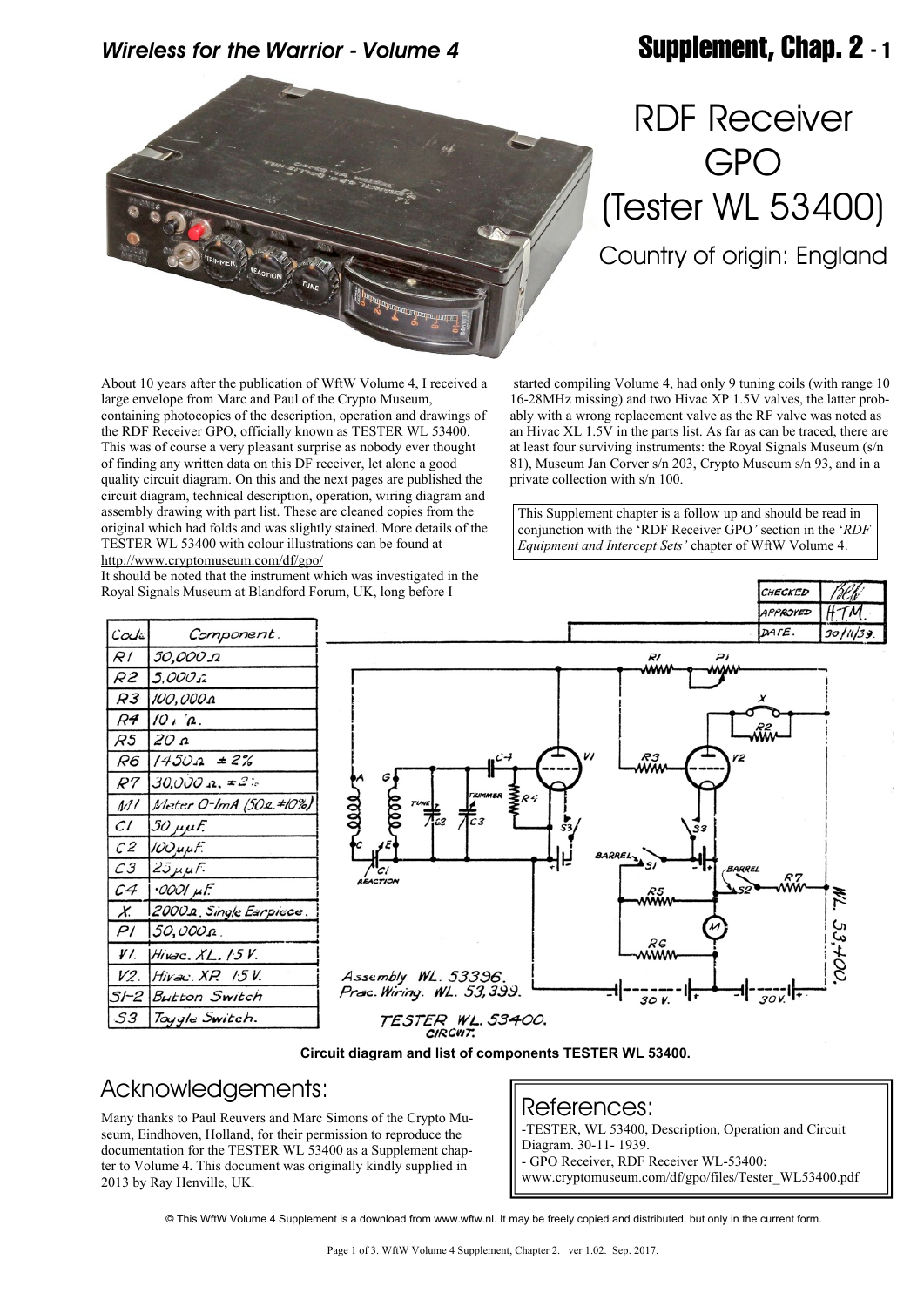# RDF Receiver GPO (Tester WL 53400)

Country of origin: England

About 10 years after the publication of WftW Volume 4, I received a large envelope from Marc and Paul of the Crypto Museum, containing photocopies of the description, operation and drawings of the RDF Receiver GPO, officially known as TESTER WL 53400. This was of course a very pleasant surprise as nobody ever thought of finding any written data on this DF receiver, let alone a good quality circuit diagram. On this and the next pages are published the circuit diagram, technical description, operation, wiring diagram and assembly drawing with part list. These are cleaned copies from the original which had folds and was slightly stained. More details of the TESTER WL 53400 with colour illustrations can be found at http://www.cryptomuseum.com/df/gpo/

It should be noted that the instrument which was investigated in the Royal Signals Museum at Blandford Forum, UK, long before I started compiling Volume 4, had only 9 tuning coils (with range 10 16-28MHz missing) and two Hivac XP 1.5V valves, the latter probably with a wrong replacement valve as the RF valve was noted as an Hivac XL 1.5V in the parts list. As far as can be traced, there are at least four surviving instruments: the Royal Signals Museum (s/n 81), Museum Jan Corver s/n 203, Crypto Museum s/n 93, and in a private collection with s/n 100.

This Supplement chapter is a follow up and should be read in conjunction with the 'RDF Receiver GPO' section in the '*RDF Equipment and Intercept Sets*' chapter of WftW Volume 4.

| Code | Component. |
|---|---|
| R1 | 50,000 Ω |
| R2 | 5,000 Ω |
| R3 | 100,000 Ω |
| R4 | 10 , 'Ω. |
| R5 | 20 Ω |
| R6 | 1450 Ω ± 2% |
| R7 | 30,000 Ω. ± 2% |
| M1 | Meter 0-1mA. (50Ω. ±10%) |
| C1 | 50 μμF. |
| C2 | 100 μμF. |
| C3 | 25 μμF. |
| C4 | ·0001 μF. |
| X. | 2000Ω. Single Earpiece. |
| P1 | 50,000 Ω. |
| V1. | Hivac. XL. 1.5 V. |
| V2. | Hivac. XP. 1.5 V. |
| S1-2 | Button Switch |
| S3 | Toggle Switch. |

| | |
|---|---|
| CHECKED | |
| APPROVED | H.T.M. |
| DATE. | 30/11/39. |

Assembly WL. 53396.
Prac. Wiring. WL. 53,399.

TESTER WL. 53400. CIRCUIT.

WL. 53,400.

**Circuit diagram and list of components TESTER WL 53400.**

## Acknowledgements:

Many thanks to Paul Reuvers and Marc Simons of the Crypto Museum, Eindhoven, Holland, for their permission to reproduce the documentation for the TESTER WL 53400 as a Supplement chapter to Volume 4. This document was originally kindly supplied in 2013 by Ray Henville, UK.

## References:

- TESTER, WL 53400, Description, Operation and Circuit Diagram. 30-11- 1939.
- GPO Receiver, RDF Receiver WL-53400: www.cryptomuseum.com/df/gpo/files/Tester_WL53400.pdf

© This WftW Volume 4 Supplement is a download from www.wftw.nl. It may be freely copied and distributed, but only in the current form.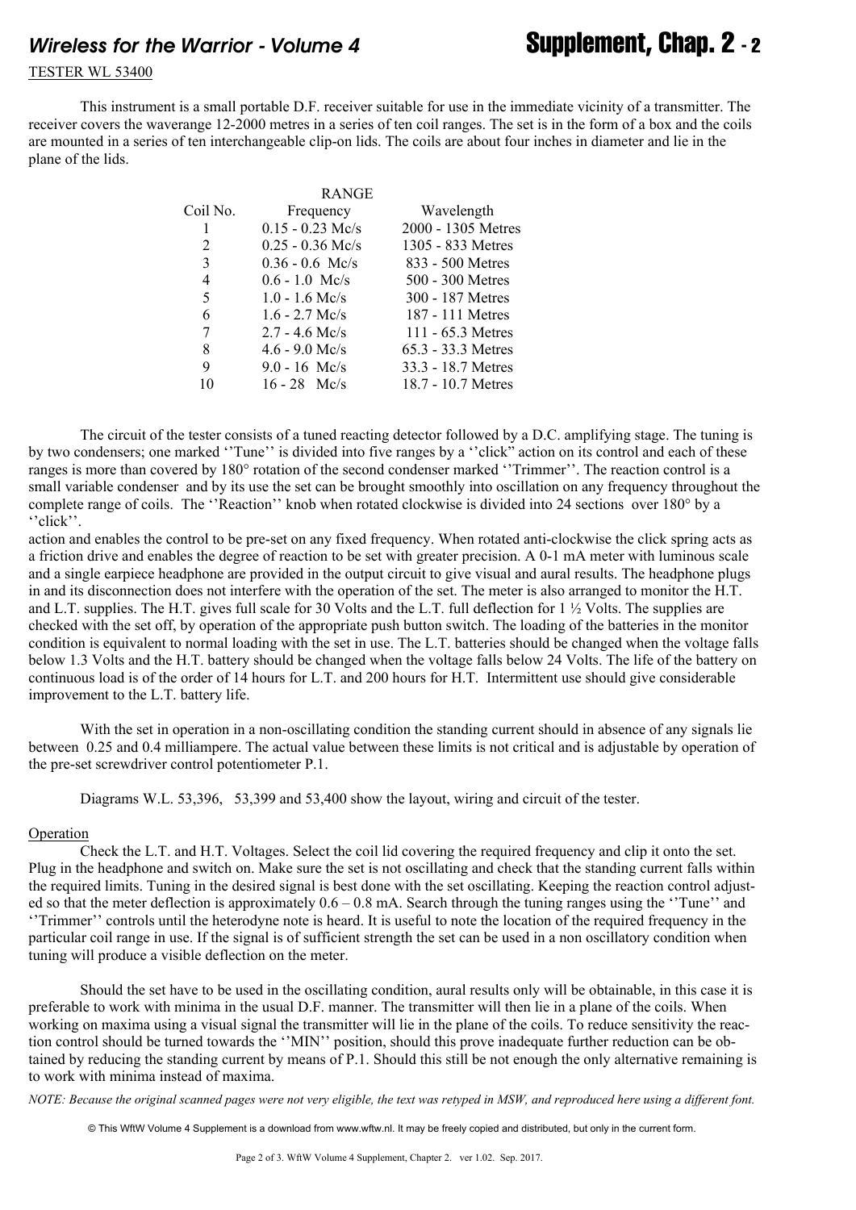## TESTER WL 53400

This instrument is a small portable D.F. receiver suitable for use in the immediate vicinity of a transmitter. The receiver covers the waverange 12-2000 metres in a series of ten coil ranges. The set is in the form of a box and the coils are mounted in a series of ten interchangeable clip-on lids. The coils are about four inches in diameter and lie in the plane of the lids.

| Coil No. | RANGE Frequency | Wavelength |
|---|---|---|
| 1 | 0.15 - 0.23 Mc/s | 2000 - 1305 Metres |
| 2 | 0.25 - 0.36 Mc/s | 1305 - 833 Metres |
| 3 | 0.36 - 0.6 Mc/s | 833 - 500 Metres |
| 4 | 0.6 - 1.0 Mc/s | 500 - 300 Metres |
| 5 | 1.0 - 1.6 Mc/s | 300 - 187 Metres |
| 6 | 1.6 - 2.7 Mc/s | 187 - 111 Metres |
| 7 | 2.7 - 4.6 Mc/s | 111 - 65.3 Metres |
| 8 | 4.6 - 9.0 Mc/s | 65.3 - 33.3 Metres |
| 9 | 9.0 - 16 Mc/s | 33.3 - 18.7 Metres |
| 10 | 16 - 28 Mc/s | 18.7 - 10.7 Metres |

The circuit of the tester consists of a tuned reacting detector followed by a D.C. amplifying stage. The tuning is by two condensers; one marked ''Tune'' is divided into five ranges by a ''click" action on its control and each of these ranges is more than covered by 180° rotation of the second condenser marked ''Trimmer''. The reaction control is a small variable condenser and by its use the set can be brought smoothly into oscillation on any frequency throughout the complete range of coils. The ''Reaction'' knob when rotated clockwise is divided into 24 sections over 180° by a ''click''.

action and enables the control to be pre-set on any fixed frequency. When rotated anti-clockwise the click spring acts as a friction drive and enables the degree of reaction to be set with greater precision. A 0-1 mA meter with luminous scale and a single earpiece headphone are provided in the output circuit to give visual and aural results. The headphone plugs in and its disconnection does not interfere with the operation of the set. The meter is also arranged to monitor the H.T. and L.T. supplies. The H.T. gives full scale for 30 Volts and the L.T. full deflection for 1 ½ Volts. The supplies are checked with the set off, by operation of the appropriate push button switch. The loading of the batteries in the monitor condition is equivalent to normal loading with the set in use. The L.T. batteries should be changed when the voltage falls below 1.3 Volts and the H.T. battery should be changed when the voltage falls below 24 Volts. The life of the battery on continuous load is of the order of 14 hours for L.T. and 200 hours for H.T. Intermittent use should give considerable improvement to the L.T. battery life.

With the set in operation in a non-oscillating condition the standing current should in absence of any signals lie between 0.25 and 0.4 milliampere. The actual value between these limits is not critical and is adjustable by operation of the pre-set screwdriver control potentiometer P.1.

Diagrams W.L. 53,396, 53,399 and 53,400 show the layout, wiring and circuit of the tester.

### Operation

Check the L.T. and H.T. Voltages. Select the coil lid covering the required frequency and clip it onto the set. Plug in the headphone and switch on. Make sure the set is not oscillating and check that the standing current falls within the required limits. Tuning in the desired signal is best done with the set oscillating. Keeping the reaction control adjusted so that the meter deflection is approximately 0.6 – 0.8 mA. Search through the tuning ranges using the ''Tune'' and ''Trimmer'' controls until the heterodyne note is heard. It is useful to note the location of the required frequency in the particular coil range in use. If the signal is of sufficient strength the set can be used in a non oscillatory condition when tuning will produce a visible deflection on the meter.

Should the set have to be used in the oscillating condition, aural results only will be obtainable, in this case it is preferable to work with minima in the usual D.F. manner. The transmitter will then lie in a plane of the coils. When working on maxima using a visual signal the transmitter will lie in the plane of the coils. To reduce sensitivity the reaction control should be turned towards the ''MIN'' position, should this prove inadequate further reduction can be obtained by reducing the standing current by means of P.1. Should this still be not enough the only alternative remaining is to work with minima instead of maxima.

*NOTE: Because the original scanned pages were not very eligible, the text was retyped in MSW, and reproduced here using a different font.*

© This WftW Volume 4 Supplement is a download from www.wftw.nl. It may be freely copied and distributed, but only in the current form.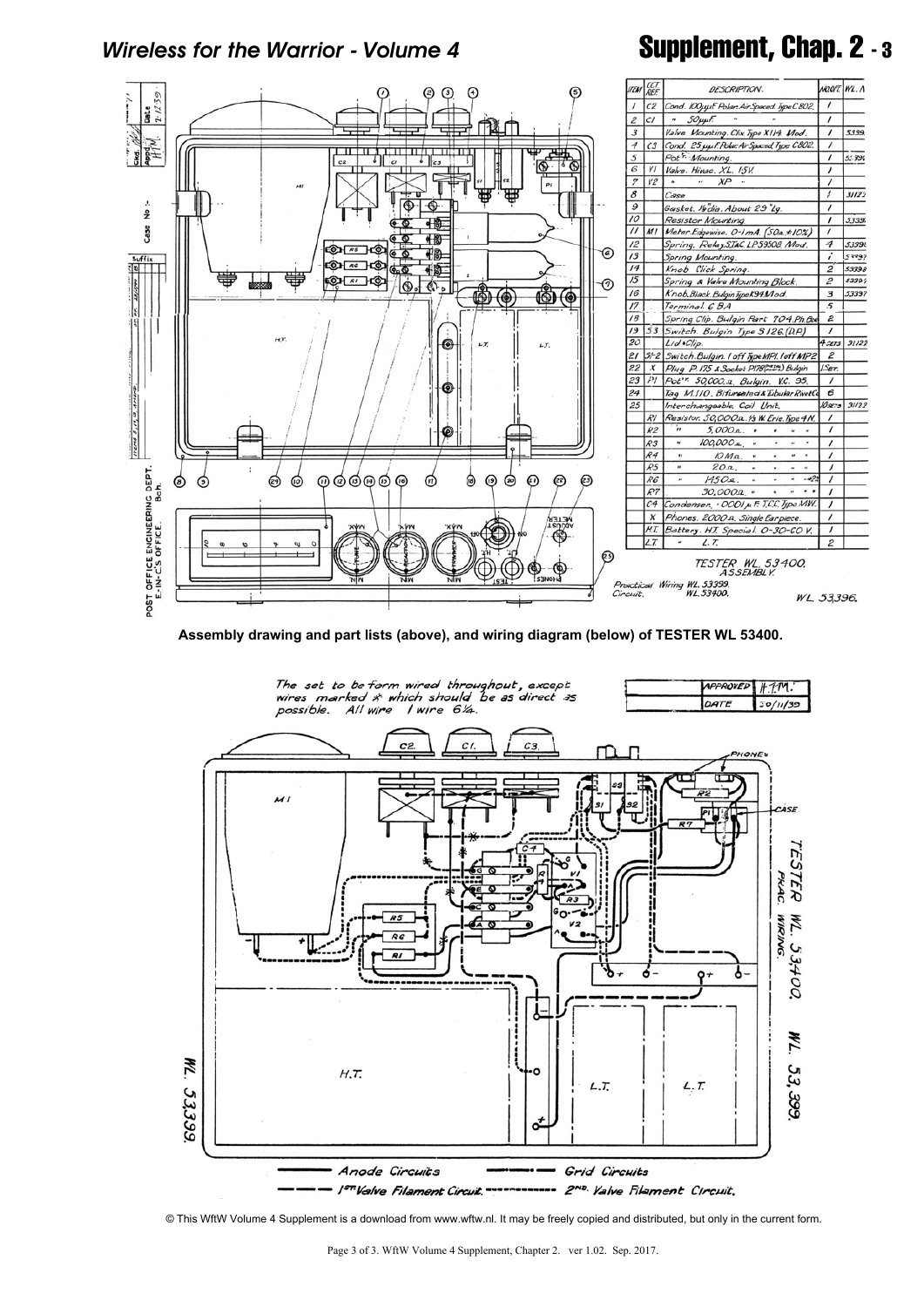Assembly drawing and part lists (above), and wiring diagram (below) of TESTER WL 53400.

| ITEM | CCT. REF. | DESCRIPTION. | NO. OFF. | WL. N |
|---|---|---|---|---|
| 1 | C2 | Cond. 100μμF. Polar. Air Spaced. Type C802. | 1 | |
| 2 | C1 | " 50μμF. " " | 1 | |
| 3 | | Valve Mounting. Clix Type X114 Mod. | 1 | 5339 |
| 4 | C3 | Cond. 25μμF. Polar. Air Spaced. Type C802. | 1 | |
| 5 | | Pot'r. Mounting. | 1 | 53396 |
| 6 | V1 | Valve. Hivac. XL. 1.5V. | 1 | |
| 7 | V2 | " " XP " | 1 | |
| 8 | | Case | 1 | 31122 |
| 9 | | Gasket. 1/8" dia. About 29" Lg. | 1 | |
| 10 | | Resistor Mounting. | 1 | 5339 |
| 11 | M1 | Meter. Edgewise. 0-1mA. (50Ω ±10%) | 1 | |
| 12 | | Spring. Relay. STC. LP59508 Mod. | 4 | 5339 |
| 13 | | Spring Mounting. | 1 | 5339 |
| 14 | | Knob Click Spring. | 2 | 53398 |
| 15 | | Spring & Valve Mounting Block. | 2 | 53397 |
| 16 | | Knob. Black. Bulgin Type K34 Mod. | 3 | 53397 |
| 17 | | Terminal. 6 B.A. | 5 | |
| 18 | | Spring Clip. Bulgin Part 704. Ph. Box | 2 | |
| 19 | S3 | Switch. Bulgin Type S126. (D.P.) | 1 | |
| 20 | | Lid + Clip. | 4 SETS | 31122 |
| 21 | S1-2 | Switch. Bulgin. 1 off Type MP1. 1 off MP2 | 2 | |
| 22 | X | Plug P.175 & Socket P178 Bulgin | 1 Set. | |
| 23 | P1 | Pot'r. 50,000Ω. Bulgin. VC. 35. | 1 | |
| 24 | | Tag M.110. Bifurcated & Tubular Rivet Co | 6 | |
| 25 | | Interchangeable. Coil Unit. | 10 SETS | 31122 |
| | R1 | Resistor. 50,000Ω. 1/2 W. Erie. Type 4N. | 1 | |
| | R2 | " 5,000Ω. " " " " | 1 | |
| | R3 | " 100,000Ω. " " " " | 1 | |
| | R4 | " 10 MΩ. " " " " | 1 | |
| | R5 | " 20Ω. " " " " | 1 | |
| | R6 | " 1450Ω. " " " " ±2% | 1 | |
| | R7 | 30,000Ω. " " " " | 1 | |
| | C4 | Condenser. ·0001μF. T.C.C. Type MW. | 1 | |
| | X | Phones. 2000Ω. Single Earpiece. | 1 | |
| | H.T. | Battery. H.T. Special. 0-30-C V. | 1 | |
| | L.T. | " L.T. | 2 | |

TESTER WL 53400. ASSEMBLY.

Practical Wiring WL. 53399.
Circuit. WL. 53400.

WL. 53396.

The set to be form wired throughout, except wires marked * which should be as direct as possible. All wire 1 wire 6¼.

APPROVED: H.T.M.
DATE: 30/11/39

TESTER WL. 53400. PRAC. WIRING.

WL. 53,399.

Anode Circuits
Grid Circuits
1st Valve Filament Circuit.
2nd Valve Filament Circuit.

© This WftW Volume 4 Supplement is a download from www.wftw.nl. It may be freely copied and distributed, but only in the current form.